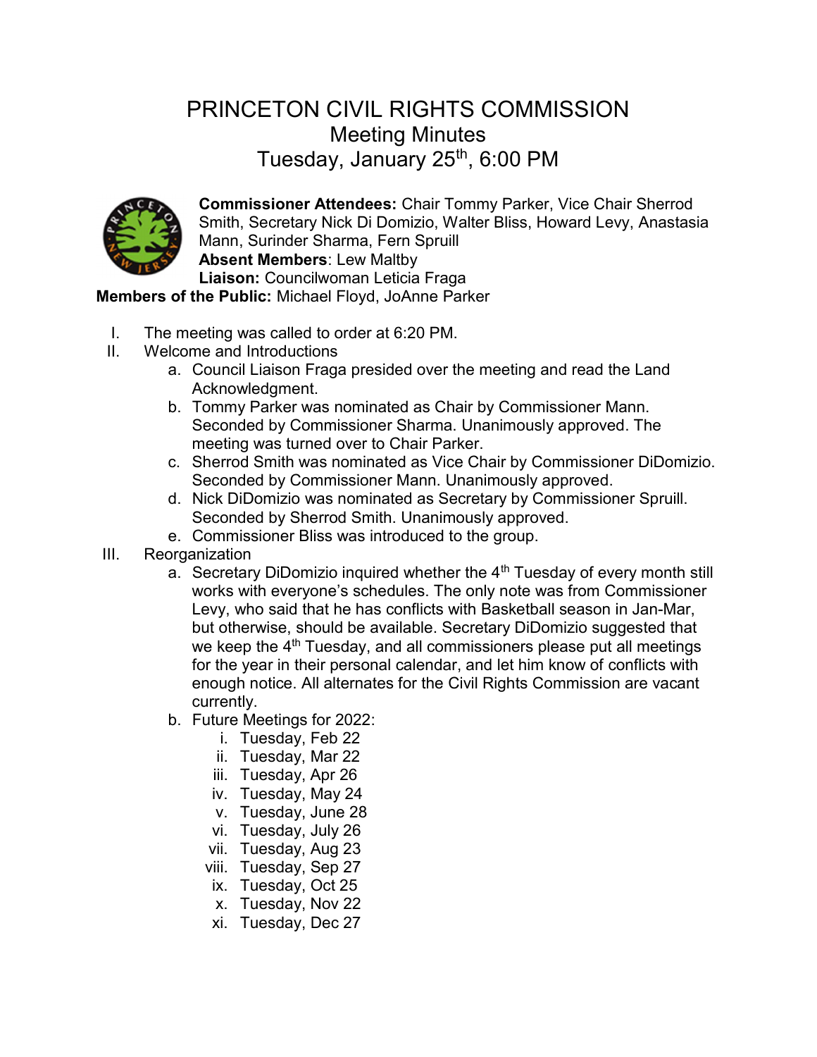# PRINCETON CIVIL RIGHTS COMMISSION

## Meeting Minutes

## Tuesday, January 25th, 6:00 PM

**Commissioner Attendees:** Chair Tommy Parker, Vice Chair Sherrod Smith, Secretary Nick Di Domizio, Walter Bliss, Howard Levy, Anastasia Mann, Surinder Sharma, Fern Spruill
**Absent Members**: Lew Maltby
**Liaison:** Councilwoman Leticia Fraga
**Members of the Public:** Michael Floyd, JoAnne Parker

I. The meeting was called to order at 6:20 PM.

II. Welcome and Introductions
   a. Council Liaison Fraga presided over the meeting and read the Land Acknowledgment.
   b. Tommy Parker was nominated as Chair by Commissioner Mann. Seconded by Commissioner Sharma. Unanimously approved. The meeting was turned over to Chair Parker.
   c. Sherrod Smith was nominated as Vice Chair by Commissioner DiDomizio. Seconded by Commissioner Mann. Unanimously approved.
   d. Nick DiDomizio was nominated as Secretary by Commissioner Spruill. Seconded by Sherrod Smith. Unanimously approved.
   e. Commissioner Bliss was introduced to the group.

III. Reorganization
   a. Secretary DiDomizio inquired whether the 4th Tuesday of every month still works with everyone's schedules. The only note was from Commissioner Levy, who said that he has conflicts with Basketball season in Jan-Mar, but otherwise, should be available. Secretary DiDomizio suggested that we keep the 4th Tuesday, and all commissioners please put all meetings for the year in their personal calendar, and let him know of conflicts with enough notice. All alternates for the Civil Rights Commission are vacant currently.
   b. Future Meetings for 2022:
      i. Tuesday, Feb 22
      ii. Tuesday, Mar 22
      iii. Tuesday, Apr 26
      iv. Tuesday, May 24
      v. Tuesday, June 28
      vi. Tuesday, July 26
      vii. Tuesday, Aug 23
      viii. Tuesday, Sep 27
      ix. Tuesday, Oct 25
      x. Tuesday, Nov 22
      xi. Tuesday, Dec 27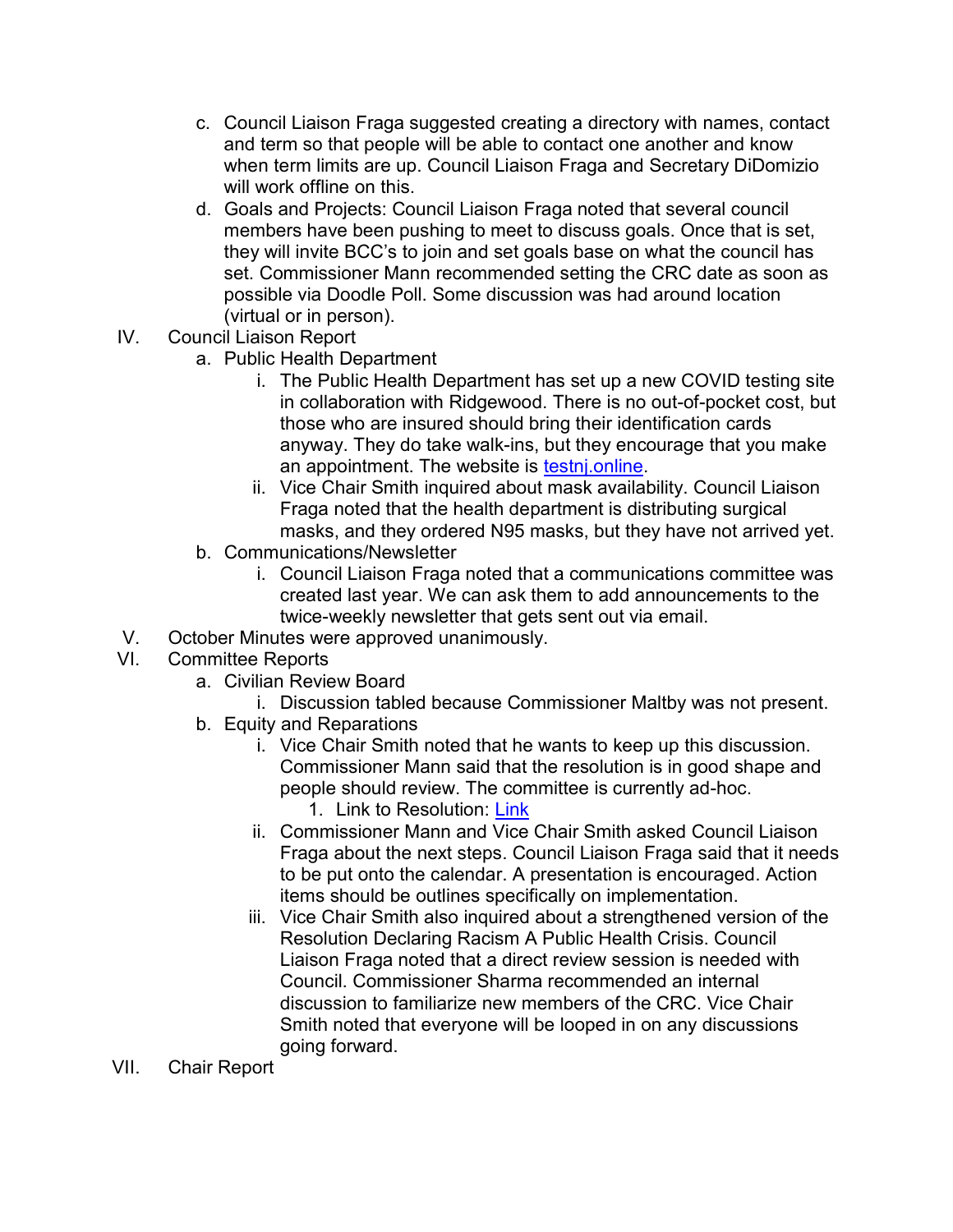c. Council Liaison Fraga suggested creating a directory with names, contact and term so that people will be able to contact one another and know when term limits are up. Council Liaison Fraga and Secretary DiDomizio will work offline on this.

d. Goals and Projects: Council Liaison Fraga noted that several council members have been pushing to meet to discuss goals. Once that is set, they will invite BCC's to join and set goals base on what the council has set. Commissioner Mann recommended setting the CRC date as soon as possible via Doodle Poll. Some discussion was had around location (virtual or in person).

IV. Council Liaison Report

a. Public Health Department

i. The Public Health Department has set up a new COVID testing site in collaboration with Ridgewood. There is no out-of-pocket cost, but those who are insured should bring their identification cards anyway. They do take walk-ins, but they encourage that you make an appointment. The website is [testnj.online](testnj.online).

ii. Vice Chair Smith inquired about mask availability. Council Liaison Fraga noted that the health department is distributing surgical masks, and they ordered N95 masks, but they have not arrived yet.

b. Communications/Newsletter

i. Council Liaison Fraga noted that a communications committee was created last year. We can ask them to add announcements to the twice-weekly newsletter that gets sent out via email.

V. October Minutes were approved unanimously.

VI. Committee Reports

a. Civilian Review Board

i. Discussion tabled because Commissioner Maltby was not present.

b. Equity and Reparations

i. Vice Chair Smith noted that he wants to keep up this discussion. Commissioner Mann said that the resolution is in good shape and people should review. The committee is currently ad-hoc.

1. Link to Resolution: Link

ii. Commissioner Mann and Vice Chair Smith asked Council Liaison Fraga about the next steps. Council Liaison Fraga said that it needs to be put onto the calendar. A presentation is encouraged. Action items should be outlines specifically on implementation.

iii. Vice Chair Smith also inquired about a strengthened version of the Resolution Declaring Racism A Public Health Crisis. Council Liaison Fraga noted that a direct review session is needed with Council. Commissioner Sharma recommended an internal discussion to familiarize new members of the CRC. Vice Chair Smith noted that everyone will be looped in on any discussions going forward.

VII. Chair Report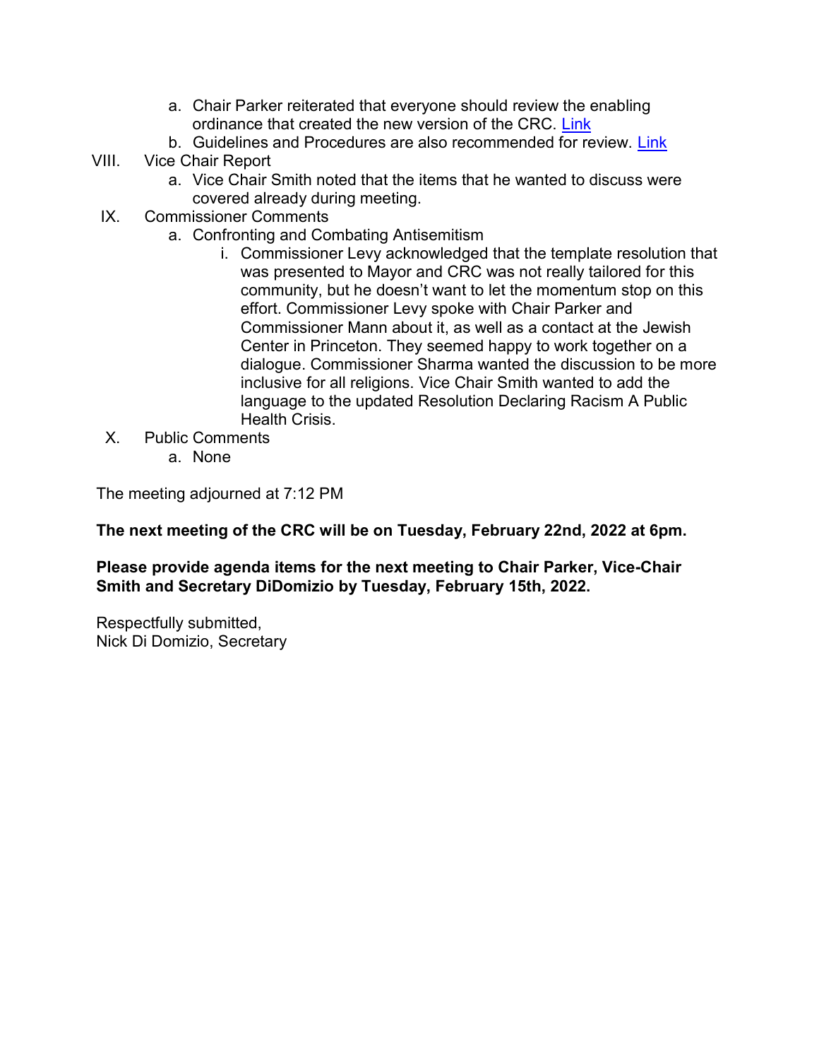a. Chair Parker reiterated that everyone should review the enabling ordinance that created the new version of the CRC. Link
   b. Guidelines and Procedures are also recommended for review. Link

VIII. Vice Chair Report
   a. Vice Chair Smith noted that the items that he wanted to discuss were covered already during meeting.

IX. Commissioner Comments
   a. Confronting and Combating Antisemitism
      i. Commissioner Levy acknowledged that the template resolution that was presented to Mayor and CRC was not really tailored for this community, but he doesn't want to let the momentum stop on this effort. Commissioner Levy spoke with Chair Parker and Commissioner Mann about it, as well as a contact at the Jewish Center in Princeton. They seemed happy to work together on a dialogue. Commissioner Sharma wanted the discussion to be more inclusive for all religions. Vice Chair Smith wanted to add the language to the updated Resolution Declaring Racism A Public Health Crisis.

X. Public Comments
   a. None

The meeting adjourned at 7:12 PM

**The next meeting of the CRC will be on Tuesday, February 22nd, 2022 at 6pm.**

**Please provide agenda items for the next meeting to Chair Parker, Vice-Chair Smith and Secretary DiDomizio by Tuesday, February 15th, 2022.**

Respectfully submitted,
Nick Di Domizio, Secretary